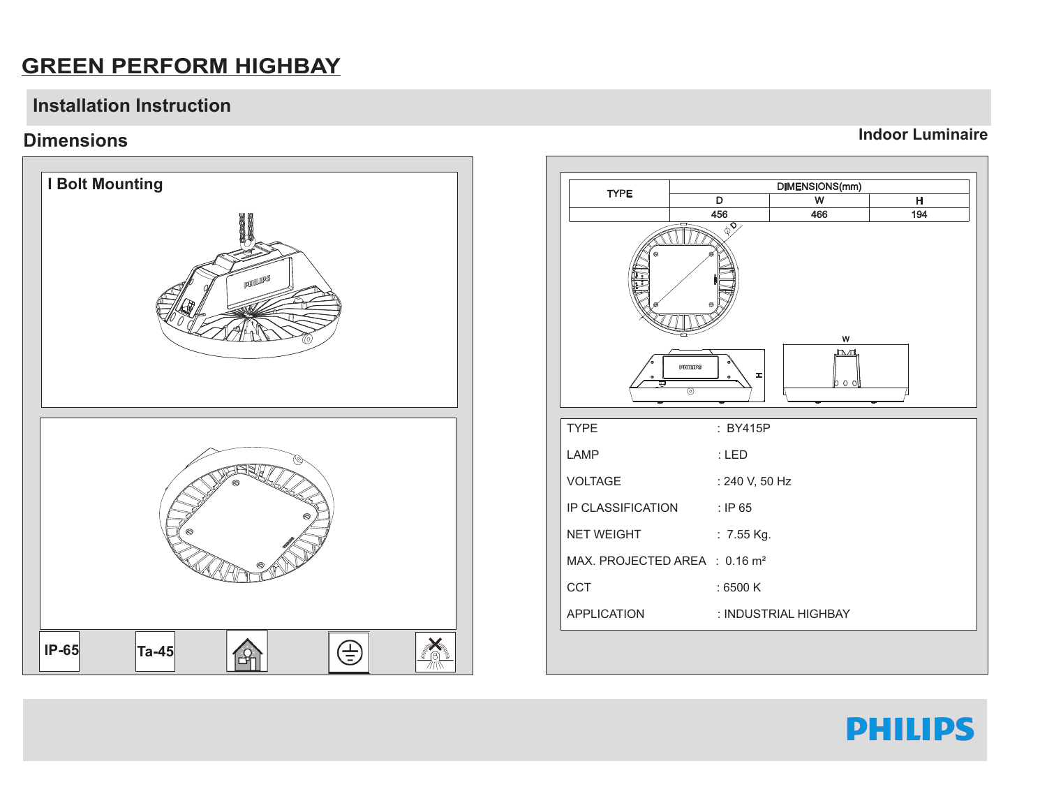# GREEN PERFORM HIGHBAY

## Installation Instruction

## Dimensions

**Indoor Luminaire**

### I Bolt Mounting

IP-65

Ta-45

| TYPE | DIMENSIONS(mm) | | |
|---|---|---|---|
| | D | W | H |
| | 456 | 466 | 194 |

| | |
|---|---|
| TYPE | : BY415P |
| LAMP | : LED |
| VOLTAGE | : 240 V, 50 Hz |
| IP CLASSIFICATION | : IP 65 |
| NET WEIGHT | : 7.55 Kg. |
| MAX. PROJECTED AREA | : 0.16 m² |
| CCT | : 6500 K |
| APPLICATION | : INDUSTRIAL HIGHBAY |

PHILIPS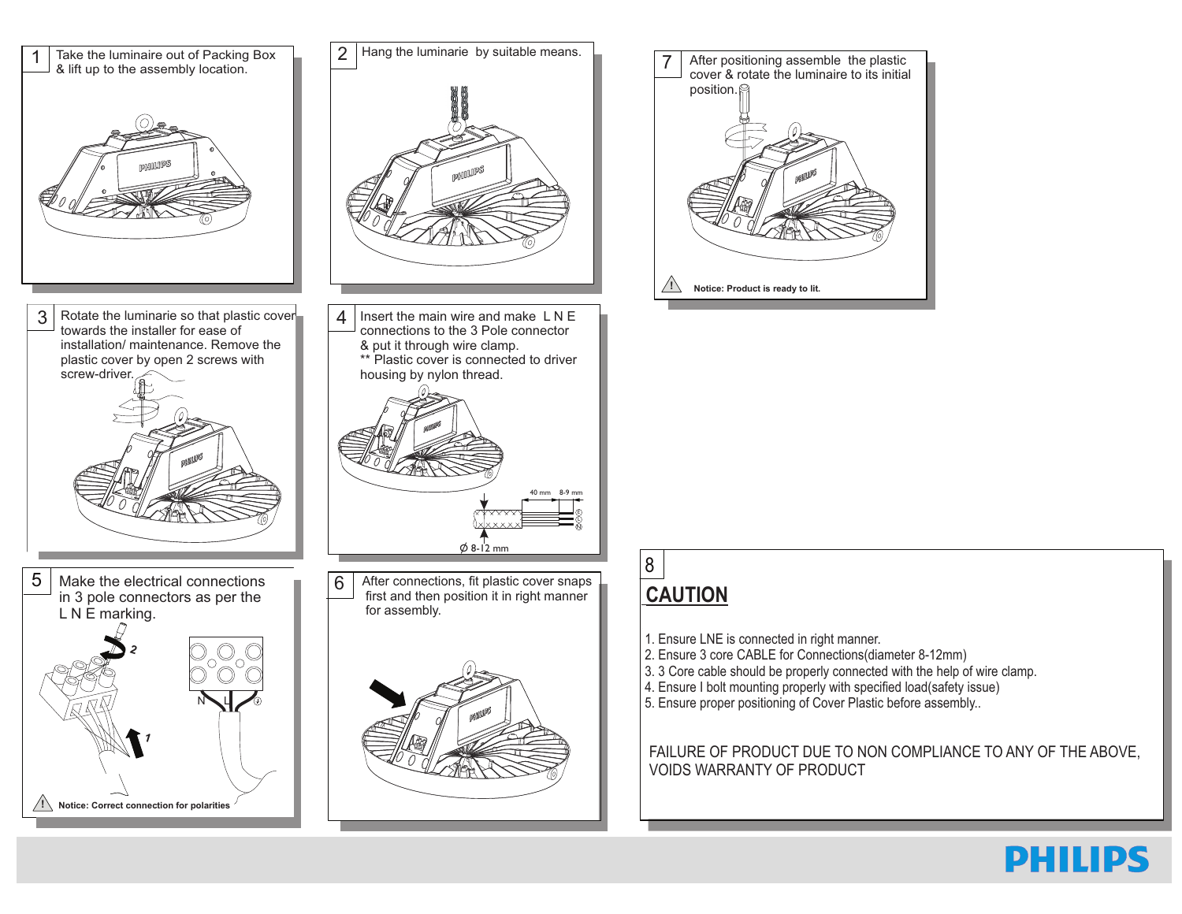1 Take the luminaire out of Packing Box & lift up to the assembly location.

2 Hang the luminarie by suitable means.

3 Rotate the luminarie so that plastic cover towards the installer for ease of installation/ maintenance. Remove the plastic cover by open 2 screws with screw-driver.

4 Insert the main wire and make L N E connections to the 3 Pole connector & put it through wire clamp.
** Plastic cover is connected to driver housing by nylon thread.

40 mm
8-9 mm
E
L
N
Ø 8-12 mm

5 Make the electrical connections in 3 pole connectors as per the L N E marking.

2
1
N
L

Notice: Correct connection for polarities

6 After connections, fit plastic cover snaps first and then position it in right manner for assembly.

7 After positioning assemble the plastic cover & rotate the luminaire to its initial position.

Notice: Product is ready to lit.

8

## CAUTION

1. Ensure LNE is connected in right manner.
2. Ensure 3 core CABLE for Connections(diameter 8-12mm)
3. 3 Core cable should be properly connected with the help of wire clamp.
4. Ensure I bolt mounting properly with specified load(safety issue)
5. Ensure proper positioning of Cover Plastic before assembly..

FAILURE OF PRODUCT DUE TO NON COMPLIANCE TO ANY OF THE ABOVE, VOIDS WARRANTY OF PRODUCT

PHILIPS